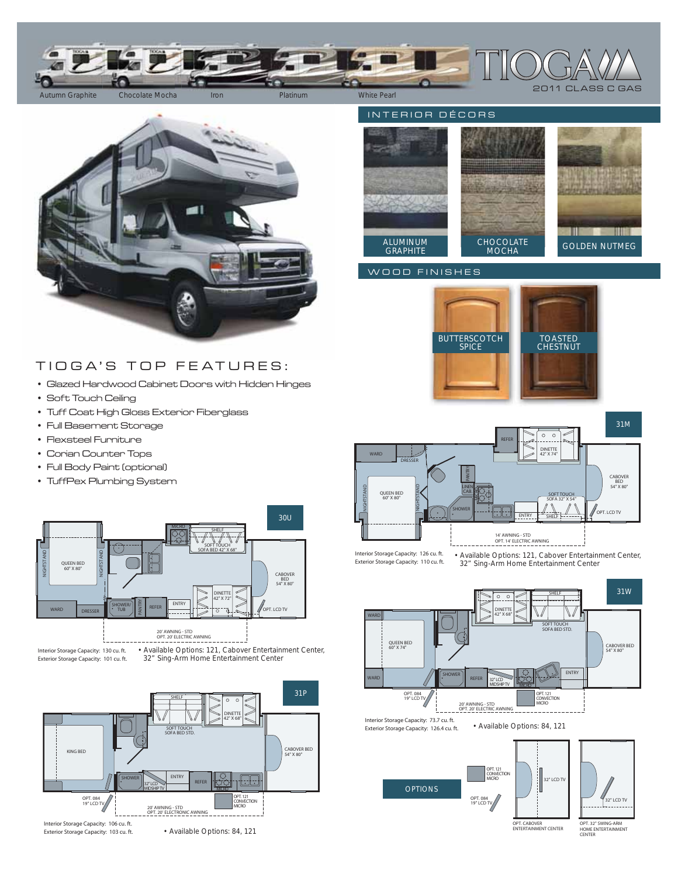# TIOGA

2011 CLASS C GAS

Autumn Graphite · Chocolate Mocha · Iron · Platinum · White Pearl

## INTERIOR DÉCORS

- ALUMINUM GRAPHITE
- CHOCOLATE MOCHA
- GOLDEN NUTMEG

## WOOD FINISHES

- BUTTERSCOTCH SPICE
- TOASTED CHESTNUT

## TIOGA'S TOP FEATURES:

- Glazed Hardwood Cabinet Doors with Hidden Hinges
- Soft Touch Ceiling
- Tuff Coat High Gloss Exterior Fiberglass
- Full Basement Storage
- Flexsteel Furniture
- Corian Counter Tops
- Full Body Paint (optional)
- TuffPex Plumbing System

## 30U

NIGHTSTAND · QUEEN BED 60" X 80" · NIGHTSTAND · MICRO · SHELF · SOFT TOUCH SOFA BED 42" X 68" · CABOVER BED 54" X 80" · DINETTE 42" X 72" · WARD · DRESSER · SHOWER/TUB · PANTRY · REFER · ENTRY · OPT. LCD TV

20' AWNING - STD
OPT. 20' ELECTRIC AWNING

Interior Storage Capacity: 130 cu. ft.
Exterior Storage Capacity: 101 cu. ft.

• Available Options: 121, Cabover Entertainment Center, 32" Sing-Arm Home Entertainment Center

## 31P

KING BED · SHELF · SOFT TOUCH SOFA BED STD. · DINETTE 42" X 68" · CABOVER BED 54" X 80" · SHOWER · 32" LCD MIDSHIP TV · ENTRY · REFER · MICRO

OPT. 084 19" LCD TV · OPT. 121 CONVECTION MICRO

20' AWNING - STD
OPT. 20' ELECTRONIC AWNING

Interior Storage Capacity: 106 cu. ft.
Exterior Storage Capacity: 103 cu. ft.

• Available Options: 84, 121

## 31M

WARD · DRESSER · REFER · DINETTE 42" X 74" · CABOVER BED 54" X 80" · NIGHTSTAND · QUEEN BED 60" X 80" · NIGHTSTAND · PANTRY · LINEN CAB. · SHOWER · SOFT TOUCH SOFA 32" X 54" · ENTRY · SHELF · OPT. LCD TV

14' AWNING - STD
OPT. 14' ELECTRIC AWNING

Interior Storage Capacity: 126 cu. ft.
Exterior Storage Capacity: 110 cu. ft.

• Available Options: 121, Cabover Entertainment Center, 32" Sing-Arm Home Entertainment Center

## 31W

WARD · QUEEN BED 60" X 74" · DINETTE 42" X 68" · SHELF · SOFT TOUCH SOFA BED STD. · CABOVER BED 54" X 80" · WARD · SHOWER · REFER · 32" LCD MIDSHIP TV · MICRO · ENTRY

OPT. 084 19" LCD TV · OPT. 121 CONVECTION MICRO

20' AWNING - STD
OPT. 20' ELECTRIC AWNING

Interior Storage Capacity: 73.7 cu. ft.
Exterior Storage Capacity: 126.4 cu. ft.

• Available Options: 84, 121

## OPTIONS

- OPT. 121 CONVECTION MICRO
- OPT. 084 19" LCD TV
- OPT. CABOVER ENTERTAINMENT CENTER (32" LCD TV)
- OPT. 32" SWING-ARM HOME ENTERTAINMENT CENTER (32" LCD TV)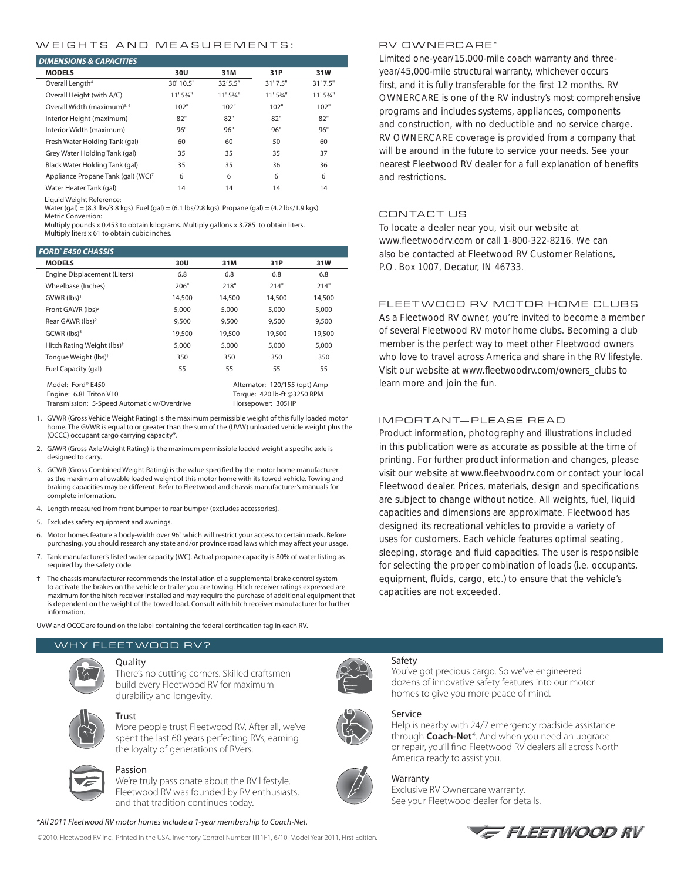## WEIGHTS AND MEASUREMENTS:

| DIMENSIONS & CAPACITIES | | | | |
|---|---|---|---|---|
| MODELS | 30U | 31M | 31P | 31W |
| Overall Length[4] | 30' 10.5" | 32' 5.5" | 31' 7.5" | 31' 7.5" |
| Overall Height (with A/C) | 11' 5¾" | 11' 5¾" | 11' 5¾" | 11' 5¾" |
| Overall Width (maximum)[5, 6] | 102" | 102" | 102" | 102" |
| Interior Height (maximum) | 82" | 82" | 82" | 82" |
| Interior Width (maximum) | 96" | 96" | 96" | 96" |
| Fresh Water Holding Tank (gal) | 60 | 60 | 50 | 60 |
| Grey Water Holding Tank (gal) | 35 | 35 | 35 | 37 |
| Black Water Holding Tank (gal) | 35 | 35 | 36 | 36 |
| Appliance Propane Tank (gal) (WC)[7] | 6 | 6 | 6 | 6 |
| Water Heater Tank (gal) | 14 | 14 | 14 | 14 |

Liquid Weight Reference:
Water (gal) = (8.3 lbs/3.8 kgs) Fuel (gal) = (6.1 lbs/2.8 kgs) Propane (gal) = (4.2 lbs/1.9 kgs)
Metric Conversion:
Multiply pounds x 0.453 to obtain kilograms. Multiply gallons x 3.785 to obtain liters.
Multiply liters x 61 to obtain cubic inches.

| FORD® E450 CHASSIS | | | | |
|---|---|---|---|---|
| MODELS | 30U | 31M | 31P | 31W |
| Engine Displacement (Liters) | 6.8 | 6.8 | 6.8 | 6.8 |
| Wheelbase (Inches) | 206" | 218" | 214" | 214" |
| GVWR (lbs)[1] | 14,500 | 14,500 | 14,500 | 14,500 |
| Front GAWR (lbs)[2] | 5,000 | 5,000 | 5,000 | 5,000 |
| Rear GAWR (lbs)[2] | 9,500 | 9,500 | 9,500 | 9,500 |
| GCWR (lbs)[3] | 19,500 | 19,500 | 19,500 | 19,500 |
| Hitch Rating Weight (lbs)[†] | 5,000 | 5,000 | 5,000 | 5,000 |
| Tongue Weight (lbs)[†] | 350 | 350 | 350 | 350 |
| Fuel Capacity (gal) | 55 | 55 | 55 | 55 |

Model: Ford® E450
Engine: 6.8L Triton V10
Transmission: 5-Speed Automatic w/Overdrive
Alternator: 120/155 (opt) Amp
Torque: 420 lb-ft @3250 RPM
Horsepower: 305HP

1. GVWR (Gross Vehicle Weight Rating) is the maximum permissible weight of this fully loaded motor home. The GVWR is equal to or greater than the sum of the (UVW) unloaded vehicle weight plus the (OCCC) occupant cargo carrying capacity*.
2. GAWR (Gross Axle Weight Rating) is the maximum permissible loaded weight a specific axle is designed to carry.
3. GCWR (Gross Combined Weight Rating) is the value specified by the motor home manufacturer as the maximum allowable loaded weight of this motor home with its towed vehicle. Towing and braking capacities may be different. Refer to Fleetwood and chassis manufacturer's manuals for complete information.
4. Length measured from front bumper to rear bumper (excludes accessories).
5. Excludes safety equipment and awnings.
6. Motor homes feature a body-width over 96" which will restrict your access to certain roads. Before purchasing, you should research any state and/or province road laws which may affect your usage.
7. Tank manufacturer's listed water capacity (WC). Actual propane capacity is 80% of water listing as required by the safety code.

† The chassis manufacturer recommends the installation of a supplemental brake control system to activate the brakes on the vehicle or trailer you are towing. Hitch receiver ratings expressed are maximum for the hitch receiver installed and may require the purchase of additional equipment that is dependent on the weight of the towed load. Consult with hitch receiver manufacturer for further information.

UVW and OCCC are found on the label containing the federal certification tag in each RV.

## RV OWNERCARE*

Limited one-year/15,000-mile coach warranty and three-year/45,000-mile structural warranty, whichever occurs first, and it is fully transferable for the first 12 months. RV OWNERCARE is one of the RV industry's most comprehensive programs and includes systems, appliances, components and construction, with no deductible and no service charge. RV OWNERCARE coverage is provided from a company that will be around in the future to service your needs. See your nearest Fleetwood RV dealer for a full explanation of benefits and restrictions.

## CONTACT US

To locate a dealer near you, visit our website at www.fleetwoodrv.com or call 1-800-322-8216. We can also be contacted at Fleetwood RV Customer Relations, P.O. Box 1007, Decatur, IN 46733.

## FLEETWOOD RV MOTOR HOME CLUBS

As a Fleetwood RV owner, you're invited to become a member of several Fleetwood RV motor home clubs. Becoming a club member is the perfect way to meet other Fleetwood owners who love to travel across America and share in the RV lifestyle. Visit our website at www.fleetwoodrv.com/owners_clubs to learn more and join the fun.

## IMPORTANT—PLEASE READ

Product information, photography and illustrations included in this publication were as accurate as possible at the time of printing. For further product information and changes, please visit our website at www.fleetwoodrv.com or contact your local Fleetwood dealer. Prices, materials, design and specifications are subject to change without notice. All weights, fuel, liquid capacities and dimensions are approximate. Fleetwood has designed its recreational vehicles to provide a variety of uses for customers. Each vehicle features optimal seating, sleeping, storage and fluid capacities. The user is responsible for selecting the proper combination of loads (i.e. occupants, equipment, fluids, cargo, etc.) to ensure that the vehicle's capacities are not exceeded.

## WHY FLEETWOOD RV?

**Quality**
There's no cutting corners. Skilled craftsmen build every Fleetwood RV for maximum durability and longevity.

**Trust**
More people trust Fleetwood RV. After all, we've spent the last 60 years perfecting RVs, earning the loyalty of generations of RVers.

**Passion**
We're truly passionate about the RV lifestyle. Fleetwood RV was founded by RV enthusiasts, and that tradition continues today.

**Safety**
You've got precious cargo. So we've engineered dozens of innovative safety features into our motor homes to give you more peace of mind.

**Service**
Help is nearby with 24/7 emergency roadside assistance through **Coach-Net***. And when you need an upgrade or repair, you'll find Fleetwood RV dealers all across North America ready to assist you.

**Warranty**
Exclusive RV Ownercare warranty. See your Fleetwood dealer for details.

*All 2011 Fleetwood RV motor homes include a 1-year membership to Coach-Net.*

©2010. Fleetwood RV Inc. Printed in the USA. Inventory Control Number TI11F1, 6/10. Model Year 2011, First Edition.

FLEETWOOD RV